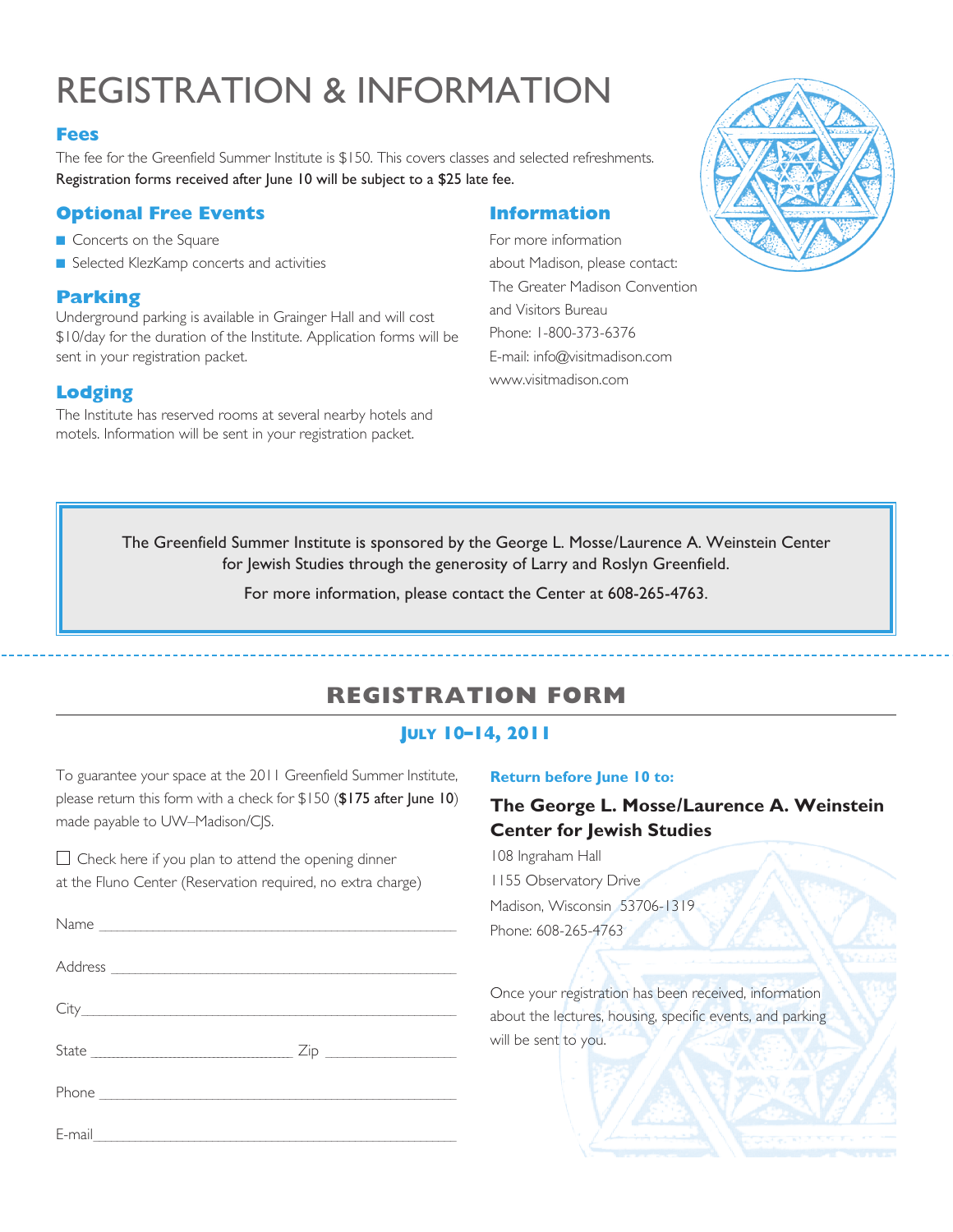# REGISTRATION & INFORMATION

## Fees

The fee for the Greenfield Summer Institute is $150. This covers classes and selected refreshments.
Registration forms received after June 10 will be subject to a $25 late fee.

## Optional Free Events

- Concerts on the Square
- Selected KlezKamp concerts and activities

## Parking

Underground parking is available in Grainger Hall and will cost $10/day for the duration of the Institute. Application forms will be sent in your registration packet.

## Lodging

The Institute has reserved rooms at several nearby hotels and motels. Information will be sent in your registration packet.

## Information

For more information about Madison, please contact:
The Greater Madison Convention and Visitors Bureau
Phone: 1-800-373-6376
E-mail: info@visitmadison.com
www.visitmadison.com

The Greenfield Summer Institute is sponsored by the George L. Mosse/Laurence A. Weinstein Center for Jewish Studies through the generosity of Larry and Roslyn Greenfield.

For more information, please contact the Center at 608-265-4763.

## REGISTRATION FORM

### JULY 10–14, 2011

To guarantee your space at the 2011 Greenfield Summer Institute, please return this form with a check for $150 ($175 after June 10) made payable to UW–Madison/CJS.

☐ Check here if you plan to attend the opening dinner at the Fluno Center (Reservation required, no extra charge)

Name ______________________________

Address ______________________________

City ______________________________

State ________________ Zip ____________

Phone ______________________________

E-mail ______________________________

**Return before June 10 to:**

**The George L. Mosse/Laurence A. Weinstein Center for Jewish Studies**
108 Ingraham Hall
1155 Observatory Drive
Madison, Wisconsin 53706-1319
Phone: 608-265-4763

Once your registration has been received, information about the lectures, housing, specific events, and parking will be sent to you.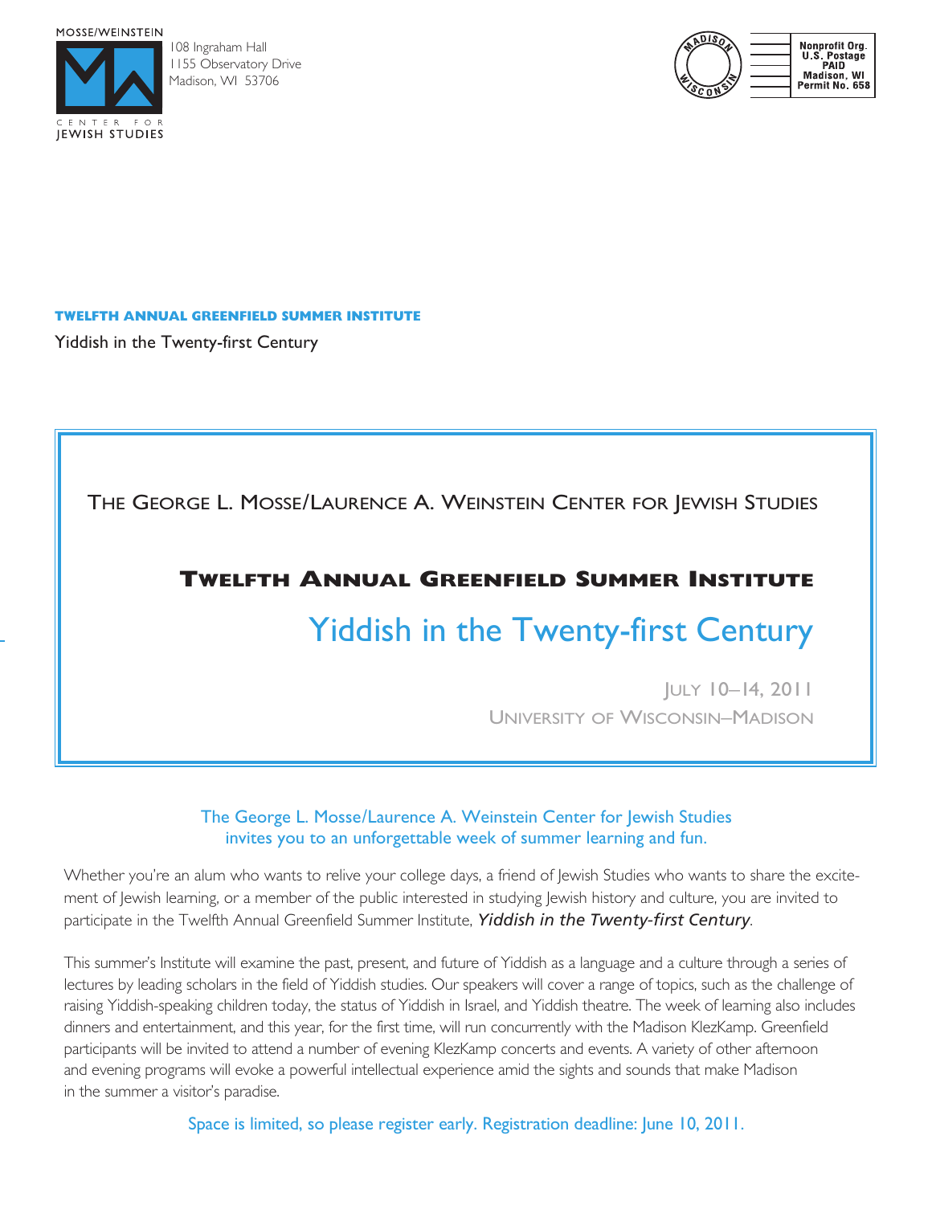MOSSE/WEINSTEIN

CENTER FOR JEWISH STUDIES

108 Ingraham Hall
1155 Observatory Drive
Madison, WI 53706

Nonprofit Org.
U.S. Postage
PAID
Madison, WI
Permit No. 658

**TWELFTH ANNUAL GREENFIELD SUMMER INSTITUTE**

Yiddish in the Twenty-first Century

THE GEORGE L. MOSSE/LAURENCE A. WEINSTEIN CENTER FOR JEWISH STUDIES

# TWELFTH ANNUAL GREENFIELD SUMMER INSTITUTE

## Yiddish in the Twenty-first Century

JULY 10–14, 2011
UNIVERSITY OF WISCONSIN–MADISON

The George L. Mosse/Laurence A. Weinstein Center for Jewish Studies invites you to an unforgettable week of summer learning and fun.

Whether you're an alum who wants to relive your college days, a friend of Jewish Studies who wants to share the excitement of Jewish learning, or a member of the public interested in studying Jewish history and culture, you are invited to participate in the Twelfth Annual Greenfield Summer Institute, ***Yiddish in the Twenty-first Century***.

This summer's Institute will examine the past, present, and future of Yiddish as a language and a culture through a series of lectures by leading scholars in the field of Yiddish studies. Our speakers will cover a range of topics, such as the challenge of raising Yiddish-speaking children today, the status of Yiddish in Israel, and Yiddish theatre. The week of learning also includes dinners and entertainment, and this year, for the first time, will run concurrently with the Madison KlezKamp. Greenfield participants will be invited to attend a number of evening KlezKamp concerts and events. A variety of other afternoon and evening programs will evoke a powerful intellectual experience amid the sights and sounds that make Madison in the summer a visitor's paradise.

Space is limited, so please register early. Registration deadline: June 10, 2011.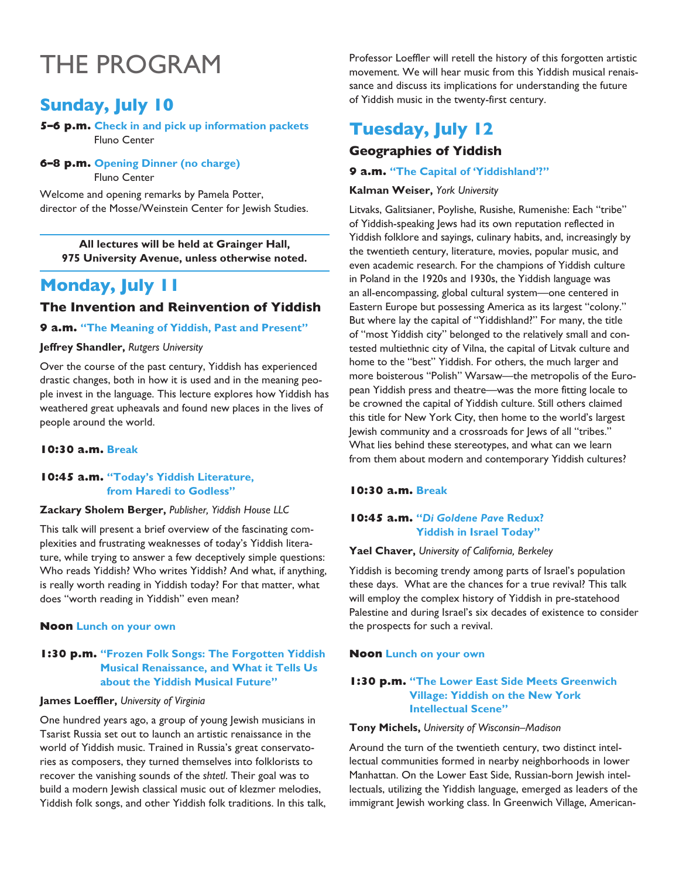# THE PROGRAM

## Sunday, July 10

**5–6 p.m.** **Check in and pick up information packets**
Fluno Center

**6–8 p.m.** **Opening Dinner (no charge)**
Fluno Center

Welcome and opening remarks by Pamela Potter, director of the Mosse/Weinstein Center for Jewish Studies.

**All lectures will be held at Grainger Hall, 975 University Avenue, unless otherwise noted.**

## Monday, July 11

### The Invention and Reinvention of Yiddish

**9 a.m.** **"The Meaning of Yiddish, Past and Present"**

**Jeffrey Shandler,** *Rutgers University*

Over the course of the past century, Yiddish has experienced drastic changes, both in how it is used and in the meaning people invest in the language. This lecture explores how Yiddish has weathered great upheavals and found new places in the lives of people around the world.

**10:30 a.m.** **Break**

**10:45 a.m.** **"Today's Yiddish Literature, from Haredi to Godless"**

**Zackary Sholem Berger,** *Publisher, Yiddish House LLC*

This talk will present a brief overview of the fascinating complexities and frustrating weaknesses of today's Yiddish literature, while trying to answer a few deceptively simple questions: Who reads Yiddish? Who writes Yiddish? And what, if anything, is really worth reading in Yiddish today? For that matter, what does "worth reading in Yiddish" even mean?

**Noon** **Lunch on your own**

**1:30 p.m.** **"Frozen Folk Songs: The Forgotten Yiddish Musical Renaissance, and What it Tells Us about the Yiddish Musical Future"**

**James Loeffler,** *University of Virginia*

One hundred years ago, a group of young Jewish musicians in Tsarist Russia set out to launch an artistic renaissance in the world of Yiddish music. Trained in Russia's great conservatories as composers, they turned themselves into folklorists to recover the vanishing sounds of the *shtetl*. Their goal was to build a modern Jewish classical music out of klezmer melodies, Yiddish folk songs, and other Yiddish folk traditions. In this talk, Professor Loeffler will retell the history of this forgotten artistic movement. We will hear music from this Yiddish musical renaissance and discuss its implications for understanding the future of Yiddish music in the twenty-first century.

## Tuesday, July 12

### Geographies of Yiddish

**9 a.m.** **"The Capital of 'Yiddishland'?"**

**Kalman Weiser,** *York University*

Litvaks, Galitsianer, Poylishe, Rusishe, Rumenishe: Each "tribe" of Yiddish-speaking Jews had its own reputation reflected in Yiddish folklore and sayings, culinary habits, and, increasingly by the twentieth century, literature, movies, popular music, and even academic research. For the champions of Yiddish culture in Poland in the 1920s and 1930s, the Yiddish language was an all-encompassing, global cultural system—one centered in Eastern Europe but possessing America as its largest "colony." But where lay the capital of "Yiddishland?" For many, the title of "most Yiddish city" belonged to the relatively small and contested multiethnic city of Vilna, the capital of Litvak culture and home to the "best" Yiddish. For others, the much larger and more boisterous "Polish" Warsaw—the metropolis of the European Yiddish press and theatre—was the more fitting locale to be crowned the capital of Yiddish culture. Still others claimed this title for New York City, then home to the world's largest Jewish community and a crossroads for Jews of all "tribes." What lies behind these stereotypes, and what can we learn from them about modern and contemporary Yiddish cultures?

**10:30 a.m.** **Break**

**10:45 a.m.** **"*Di Goldene Pave* Redux? Yiddish in Israel Today"**

**Yael Chaver,** *University of California, Berkeley*

Yiddish is becoming trendy among parts of Israel's population these days. What are the chances for a true revival? This talk will employ the complex history of Yiddish in pre-statehood Palestine and during Israel's six decades of existence to consider the prospects for such a revival.

**Noon** **Lunch on your own**

**1:30 p.m.** **"The Lower East Side Meets Greenwich Village: Yiddish on the New York Intellectual Scene"**

**Tony Michels,** *University of Wisconsin–Madison*

Around the turn of the twentieth century, two distinct intellectual communities formed in nearby neighborhoods in lower Manhattan. On the Lower East Side, Russian-born Jewish intellectuals, utilizing the Yiddish language, emerged as leaders of the immigrant Jewish working class. In Greenwich Village, American-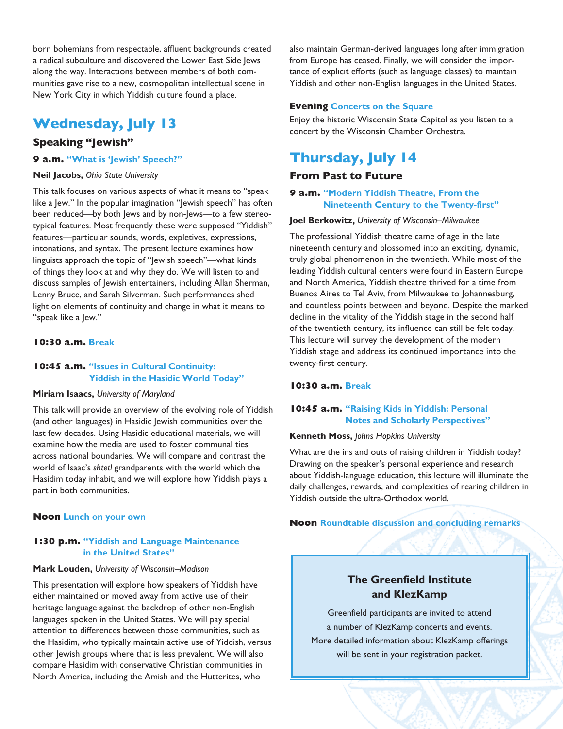born bohemians from respectable, affluent backgrounds created a radical subculture and discovered the Lower East Side Jews along the way. Interactions between members of both communities gave rise to a new, cosmopolitan intellectual scene in New York City in which Yiddish culture found a place.

# Wednesday, July 13

## Speaking "Jewish"

**9 a.m.** **"What is 'Jewish' Speech?"**

**Neil Jacobs,** *Ohio State University*

This talk focuses on various aspects of what it means to "speak like a Jew." In the popular imagination "Jewish speech" has often been reduced—by both Jews and by non-Jews—to a few stereotypical features. Most frequently these were supposed "Yiddish" features—particular sounds, words, expletives, expressions, intonations, and syntax. The present lecture examines how linguists approach the topic of "Jewish speech"—what kinds of things they look at and why they do. We will listen to and discuss samples of Jewish entertainers, including Allan Sherman, Lenny Bruce, and Sarah Silverman. Such performances shed light on elements of continuity and change in what it means to "speak like a Jew."

**10:30 a.m.** **Break**

**10:45 a.m.** **"Issues in Cultural Continuity: Yiddish in the Hasidic World Today"**

**Miriam Isaacs,** *University of Maryland*

This talk will provide an overview of the evolving role of Yiddish (and other languages) in Hasidic Jewish communities over the last few decades. Using Hasidic educational materials, we will examine how the media are used to foster communal ties across national boundaries. We will compare and contrast the world of Isaac's *shtetl* grandparents with the world which the Hasidim today inhabit, and we will explore how Yiddish plays a part in both communities.

**Noon** **Lunch on your own**

**1:30 p.m.** **"Yiddish and Language Maintenance in the United States"**

**Mark Louden,** *University of Wisconsin–Madison*

This presentation will explore how speakers of Yiddish have either maintained or moved away from active use of their heritage language against the backdrop of other non-English languages spoken in the United States. We will pay special attention to differences between those communities, such as the Hasidim, who typically maintain active use of Yiddish, versus other Jewish groups where that is less prevalent. We will also compare Hasidim with conservative Christian communities in North America, including the Amish and the Hutterites, who also maintain German-derived languages long after immigration from Europe has ceased. Finally, we will consider the importance of explicit efforts (such as language classes) to maintain Yiddish and other non-English languages in the United States.

**Evening** **Concerts on the Square**

Enjoy the historic Wisconsin State Capitol as you listen to a concert by the Wisconsin Chamber Orchestra.

# Thursday, July 14

## From Past to Future

**9 a.m.** **"Modern Yiddish Theatre, From the Nineteenth Century to the Twenty-first"**

**Joel Berkowitz,** *University of Wisconsin–Milwaukee*

The professional Yiddish theatre came of age in the late nineteenth century and blossomed into an exciting, dynamic, truly global phenomenon in the twentieth. While most of the leading Yiddish cultural centers were found in Eastern Europe and North America, Yiddish theatre thrived for a time from Buenos Aires to Tel Aviv, from Milwaukee to Johannesburg, and countless points between and beyond. Despite the marked decline in the vitality of the Yiddish stage in the second half of the twentieth century, its influence can still be felt today. This lecture will survey the development of the modern Yiddish stage and address its continued importance into the twenty-first century.

**10:30 a.m.** **Break**

**10:45 a.m.** **"Raising Kids in Yiddish: Personal Notes and Scholarly Perspectives"**

**Kenneth Moss,** *Johns Hopkins University*

What are the ins and outs of raising children in Yiddish today? Drawing on the speaker's personal experience and research about Yiddish-language education, this lecture will illuminate the daily challenges, rewards, and complexities of rearing children in Yiddish outside the ultra-Orthodox world.

**Noon** **Roundtable discussion and concluding remarks**

### The Greenfield Institute and KlezKamp

Greenfield participants are invited to attend a number of KlezKamp concerts and events. More detailed information about KlezKamp offerings will be sent in your registration packet.